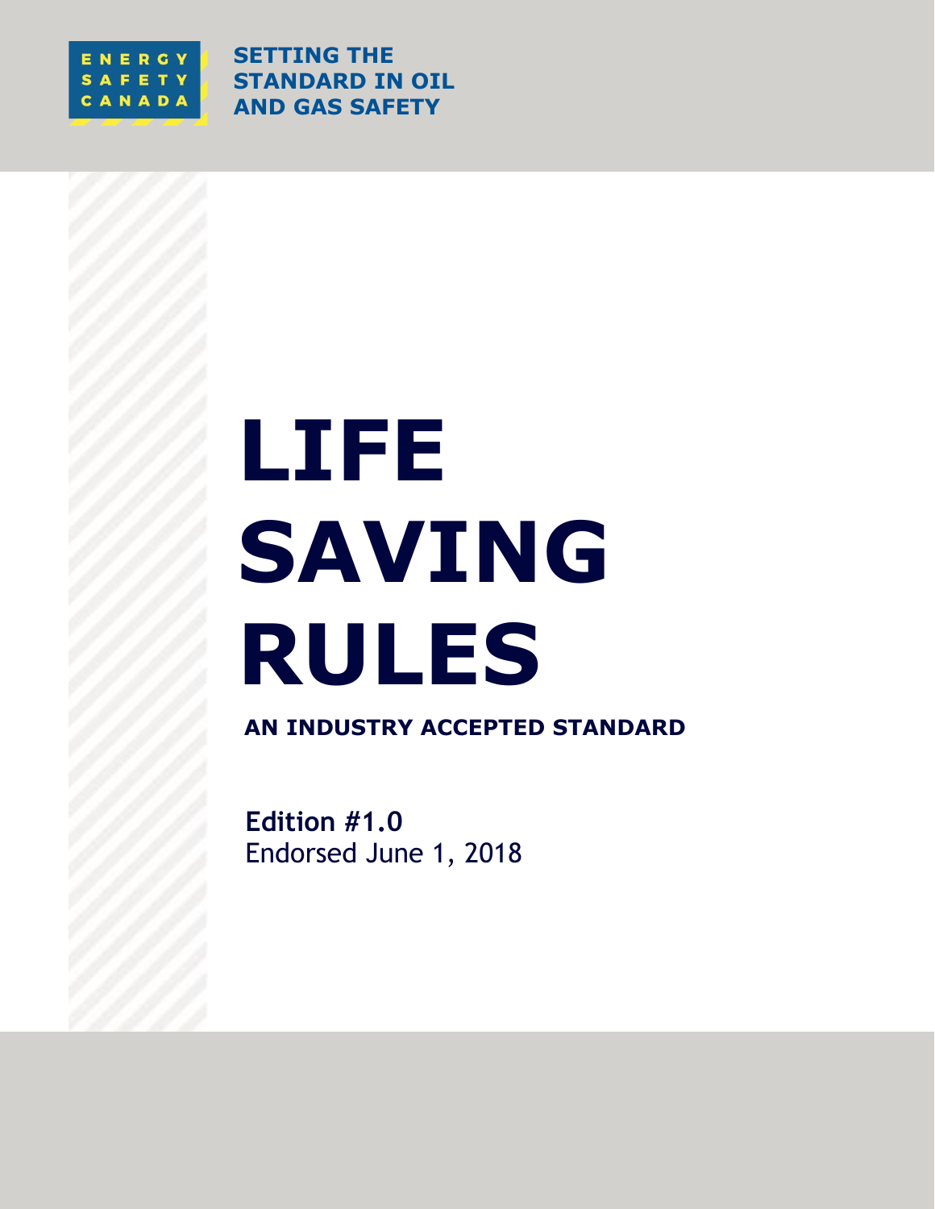ENERGY SAFETY CANADA

**SETTING THE STANDARD IN OIL AND GAS SAFETY**

# LIFE SAVING RULES

**AN INDUSTRY ACCEPTED STANDARD**

**Edition #1.0**
Endorsed June 1, 2018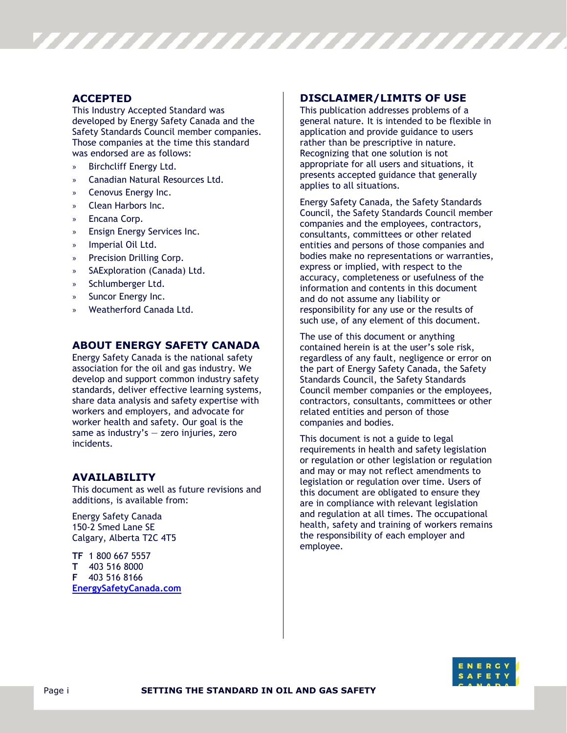## ACCEPTED

This Industry Accepted Standard was developed by Energy Safety Canada and the Safety Standards Council member companies. Those companies at the time this standard was endorsed are as follows:

- Birchcliff Energy Ltd.
- Canadian Natural Resources Ltd.
- Cenovus Energy Inc.
- Clean Harbors Inc.
- Encana Corp.
- Ensign Energy Services Inc.
- Imperial Oil Ltd.
- Precision Drilling Corp.
- SAExploration (Canada) Ltd.
- Schlumberger Ltd.
- Suncor Energy Inc.
- Weatherford Canada Ltd.

## ABOUT ENERGY SAFETY CANADA

Energy Safety Canada is the national safety association for the oil and gas industry. We develop and support common industry safety standards, deliver effective learning systems, share data analysis and safety expertise with workers and employers, and advocate for worker health and safety. Our goal is the same as industry's — zero injuries, zero incidents.

## AVAILABILITY

This document as well as future revisions and additions, is available from:

Energy Safety Canada
150-2 Smed Lane SE
Calgary, Alberta T2C 4T5

**TF** 1 800 667 5557
**T** 403 516 8000
**F** 403 516 8166
EnergySafetyCanada.com

## DISCLAIMER/LIMITS OF USE

This publication addresses problems of a general nature. It is intended to be flexible in application and provide guidance to users rather than be prescriptive in nature. Recognizing that one solution is not appropriate for all users and situations, it presents accepted guidance that generally applies to all situations.

Energy Safety Canada, the Safety Standards Council, the Safety Standards Council member companies and the employees, contractors, consultants, committees or other related entities and persons of those companies and bodies make no representations or warranties, express or implied, with respect to the accuracy, completeness or usefulness of the information and contents in this document and do not assume any liability or responsibility for any use or the results of such use, of any element of this document.

The use of this document or anything contained herein is at the user's sole risk, regardless of any fault, negligence or error on the part of Energy Safety Canada, the Safety Standards Council, the Safety Standards Council member companies or the employees, contractors, consultants, committees or other related entities and person of those companies and bodies.

This document is not a guide to legal requirements in health and safety legislation or regulation or other legislation or regulation and may or may not reflect amendments to legislation or regulation over time. Users of this document are obligated to ensure they are in compliance with relevant legislation and regulation at all times. The occupational health, safety and training of workers remains the responsibility of each employer and employee.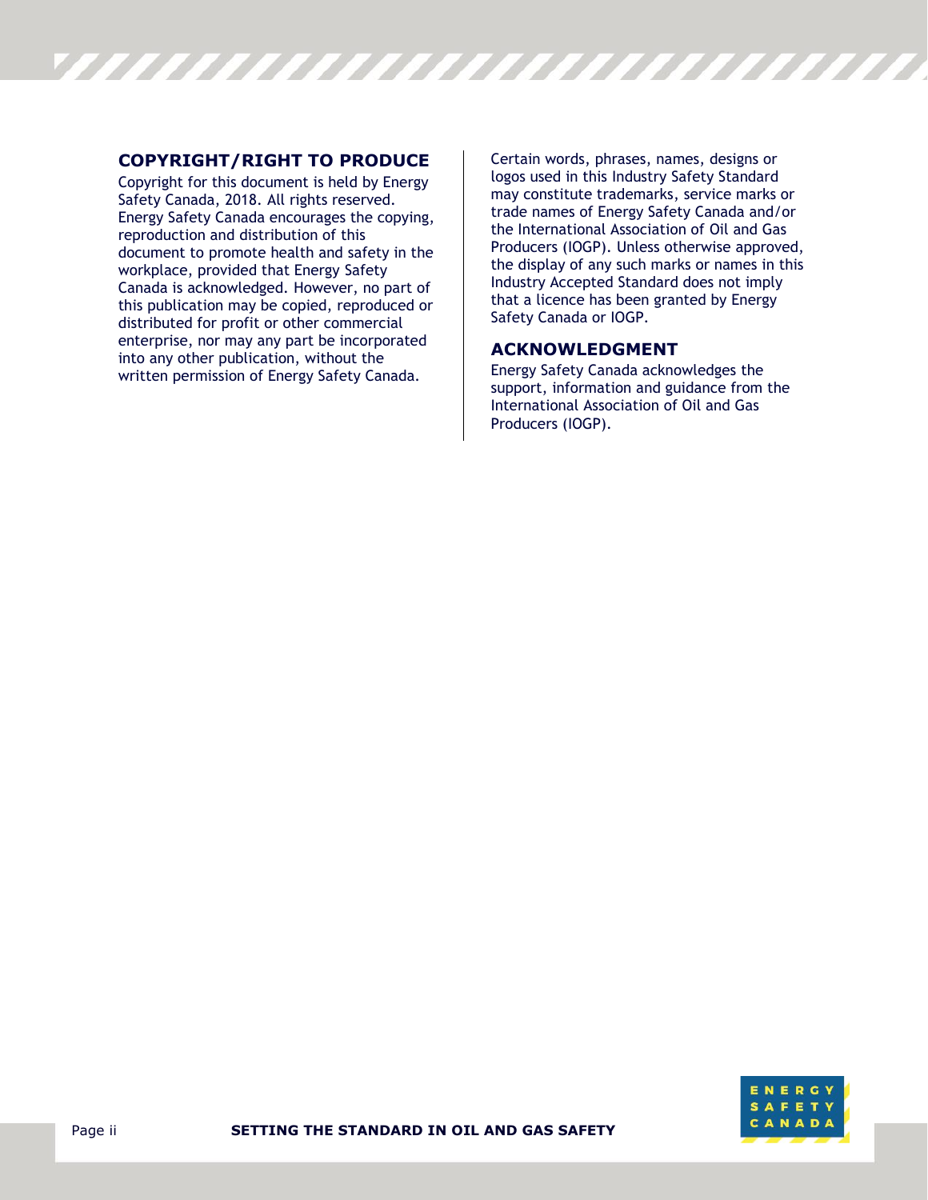## COPYRIGHT/RIGHT TO PRODUCE

Copyright for this document is held by Energy Safety Canada, 2018. All rights reserved. Energy Safety Canada encourages the copying, reproduction and distribution of this document to promote health and safety in the workplace, provided that Energy Safety Canada is acknowledged. However, no part of this publication may be copied, reproduced or distributed for profit or other commercial enterprise, nor may any part be incorporated into any other publication, without the written permission of Energy Safety Canada.

Certain words, phrases, names, designs or logos used in this Industry Safety Standard may constitute trademarks, service marks or trade names of Energy Safety Canada and/or the International Association of Oil and Gas Producers (IOGP). Unless otherwise approved, the display of any such marks or names in this Industry Accepted Standard does not imply that a licence has been granted by Energy Safety Canada or IOGP.

## ACKNOWLEDGMENT

Energy Safety Canada acknowledges the support, information and guidance from the International Association of Oil and Gas Producers (IOGP).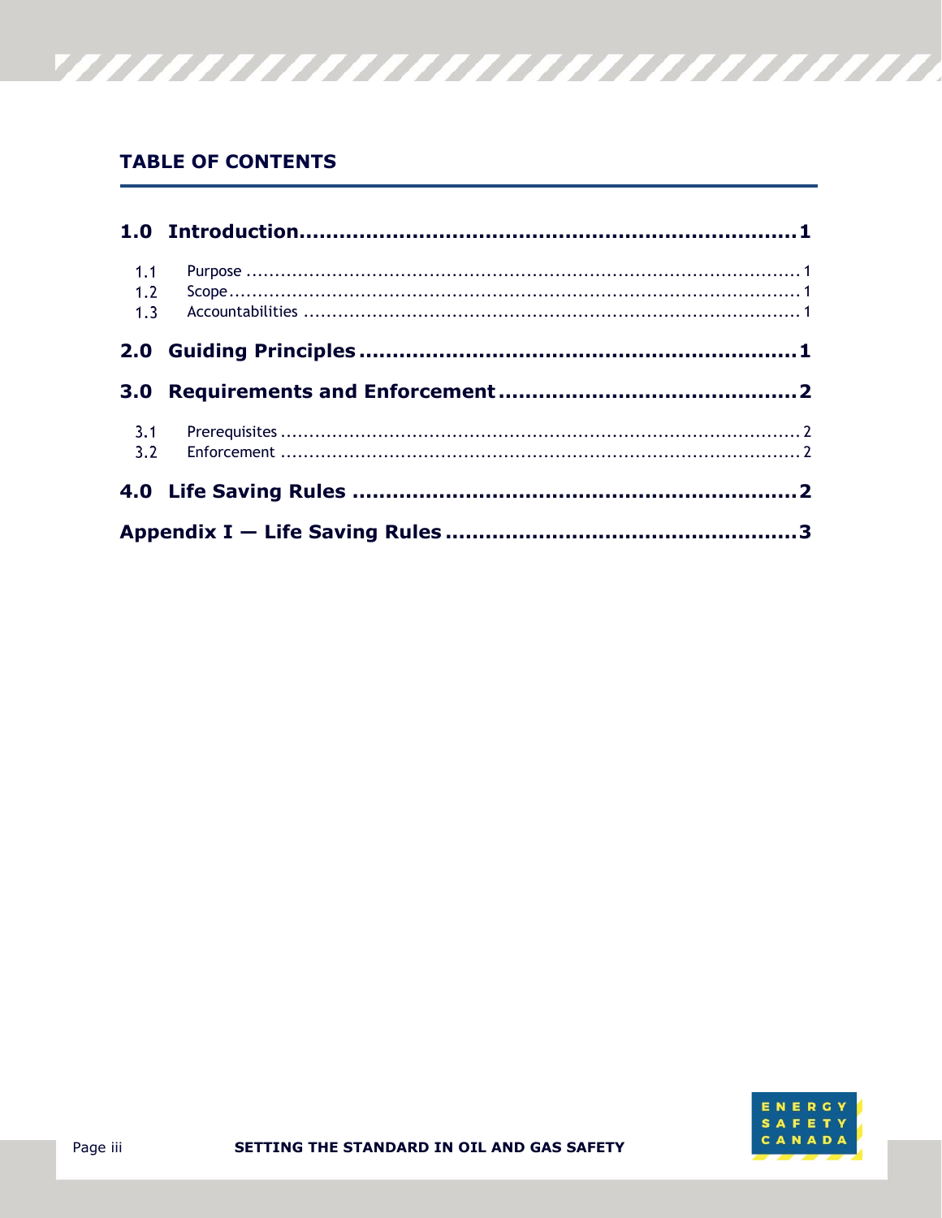## TABLE OF CONTENTS

**1.0 Introduction.......................................................................1**

- 1.1 Purpose ....................................................................................................... 1
- 1.2 Scope........................................................................................................... 1
- 1.3 Accountabilities ............................................................................................ 1

**2.0 Guiding Principles ............................................................1**

**3.0 Requirements and Enforcement .........................................2**

- 3.1 Prerequisites ................................................................................................. 2
- 3.2 Enforcement ................................................................................................. 2

**4.0 Life Saving Rules ..............................................................2**

**Appendix I — Life Saving Rules .................................................3**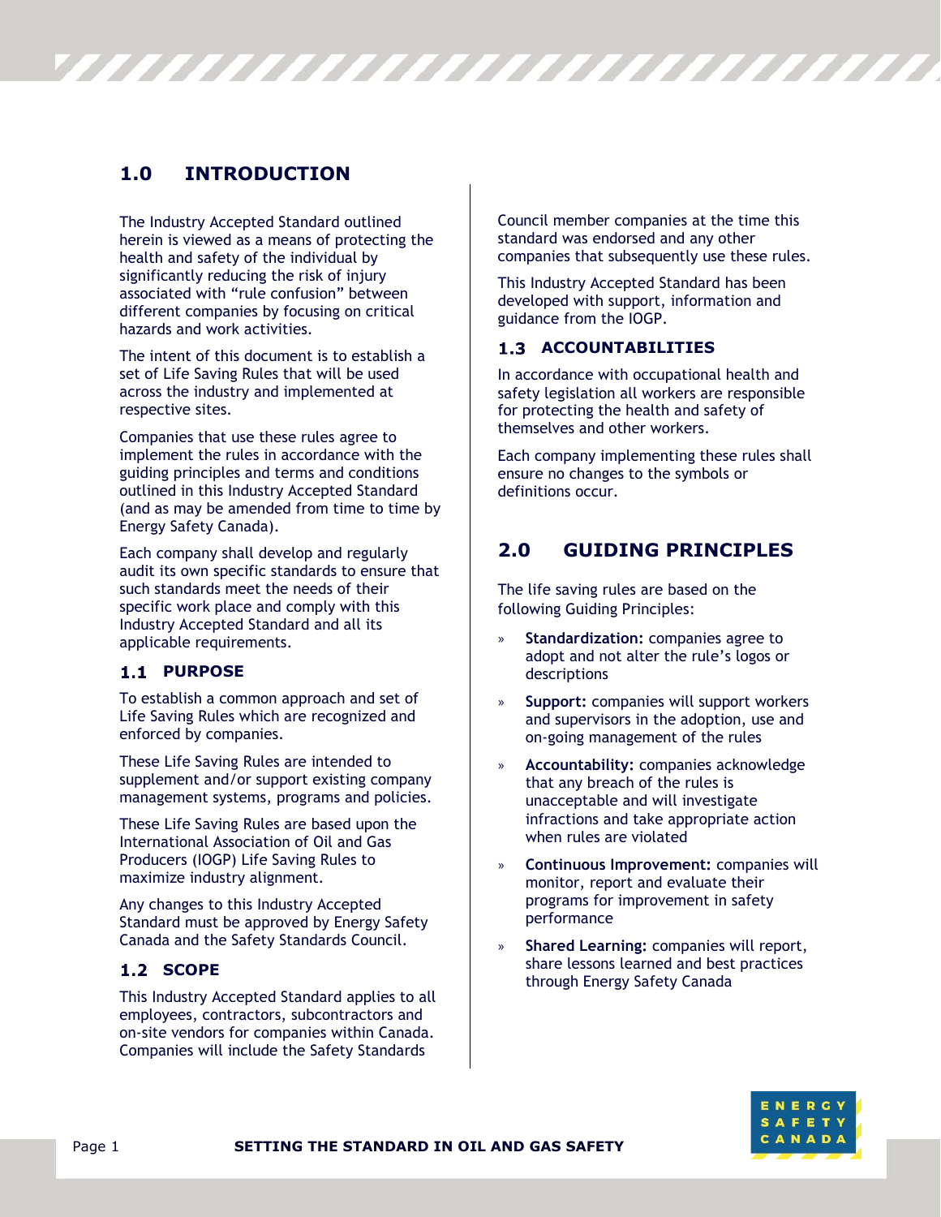# 1.0 INTRODUCTION

The Industry Accepted Standard outlined herein is viewed as a means of protecting the health and safety of the individual by significantly reducing the risk of injury associated with "rule confusion" between different companies by focusing on critical hazards and work activities.

The intent of this document is to establish a set of Life Saving Rules that will be used across the industry and implemented at respective sites.

Companies that use these rules agree to implement the rules in accordance with the guiding principles and terms and conditions outlined in this Industry Accepted Standard (and as may be amended from time to time by Energy Safety Canada).

Each company shall develop and regularly audit its own specific standards to ensure that such standards meet the needs of their specific work place and comply with this Industry Accepted Standard and all its applicable requirements.

## 1.1 PURPOSE

To establish a common approach and set of Life Saving Rules which are recognized and enforced by companies.

These Life Saving Rules are intended to supplement and/or support existing company management systems, programs and policies.

These Life Saving Rules are based upon the International Association of Oil and Gas Producers (IOGP) Life Saving Rules to maximize industry alignment.

Any changes to this Industry Accepted Standard must be approved by Energy Safety Canada and the Safety Standards Council.

## 1.2 SCOPE

This Industry Accepted Standard applies to all employees, contractors, subcontractors and on-site vendors for companies within Canada. Companies will include the Safety Standards Council member companies at the time this standard was endorsed and any other companies that subsequently use these rules.

This Industry Accepted Standard has been developed with support, information and guidance from the IOGP.

## 1.3 ACCOUNTABILITIES

In accordance with occupational health and safety legislation all workers are responsible for protecting the health and safety of themselves and other workers.

Each company implementing these rules shall ensure no changes to the symbols or definitions occur.

# 2.0 GUIDING PRINCIPLES

The life saving rules are based on the following Guiding Principles:

- **Standardization:** companies agree to adopt and not alter the rule's logos or descriptions
- **Support:** companies will support workers and supervisors in the adoption, use and on-going management of the rules
- **Accountability:** companies acknowledge that any breach of the rules is unacceptable and will investigate infractions and take appropriate action when rules are violated
- **Continuous Improvement:** companies will monitor, report and evaluate their programs for improvement in safety performance
- **Shared Learning:** companies will report, share lessons learned and best practices through Energy Safety Canada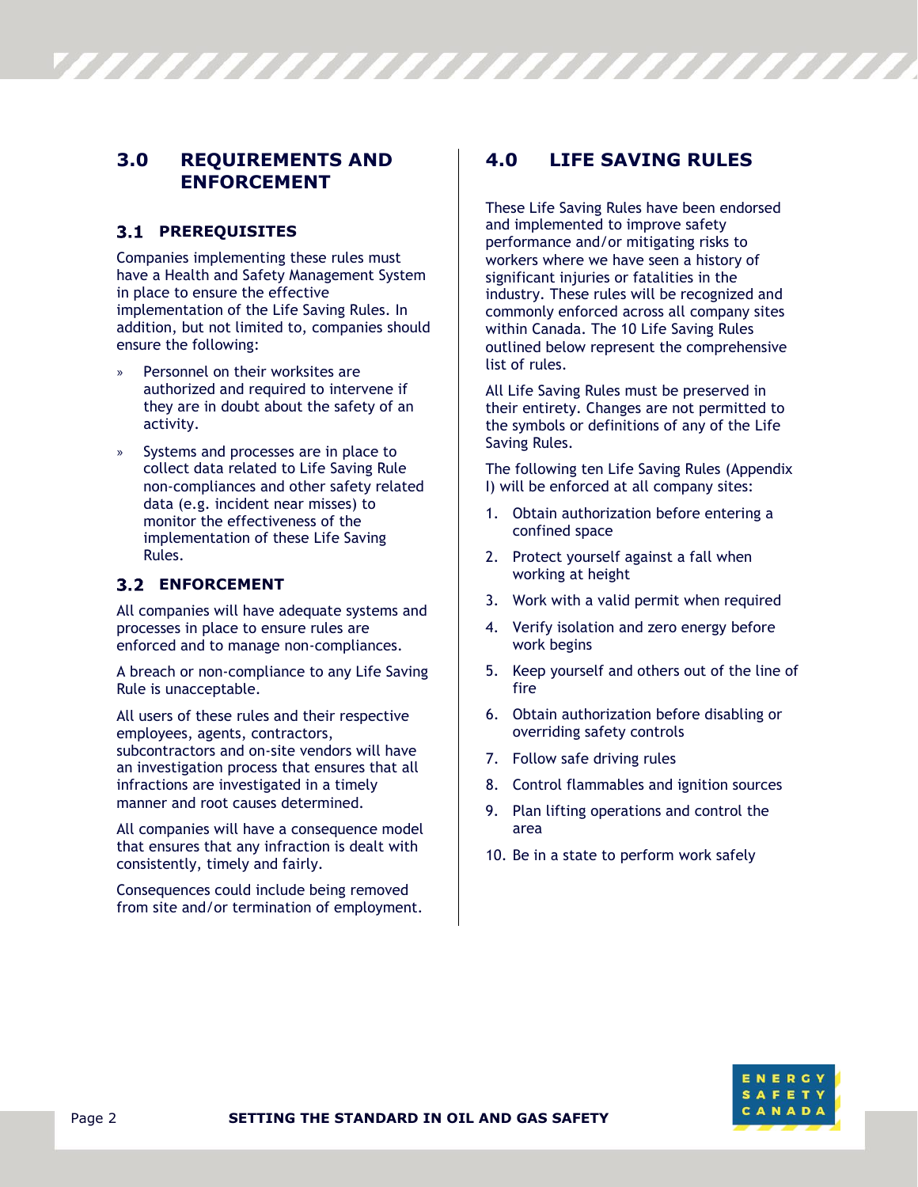## 3.0 REQUIREMENTS AND ENFORCEMENT

### 3.1 PREREQUISITES

Companies implementing these rules must have a Health and Safety Management System in place to ensure the effective implementation of the Life Saving Rules. In addition, but not limited to, companies should ensure the following:

- Personnel on their worksites are authorized and required to intervene if they are in doubt about the safety of an activity.
- Systems and processes are in place to collect data related to Life Saving Rule non-compliances and other safety related data (e.g. incident near misses) to monitor the effectiveness of the implementation of these Life Saving Rules.

### 3.2 ENFORCEMENT

All companies will have adequate systems and processes in place to ensure rules are enforced and to manage non-compliances.

A breach or non-compliance to any Life Saving Rule is unacceptable.

All users of these rules and their respective employees, agents, contractors, subcontractors and on-site vendors will have an investigation process that ensures that all infractions are investigated in a timely manner and root causes determined.

All companies will have a consequence model that ensures that any infraction is dealt with consistently, timely and fairly.

Consequences could include being removed from site and/or termination of employment.

## 4.0 LIFE SAVING RULES

These Life Saving Rules have been endorsed and implemented to improve safety performance and/or mitigating risks to workers where we have seen a history of significant injuries or fatalities in the industry. These rules will be recognized and commonly enforced across all company sites within Canada. The 10 Life Saving Rules outlined below represent the comprehensive list of rules.

All Life Saving Rules must be preserved in their entirety. Changes are not permitted to the symbols or definitions of any of the Life Saving Rules.

The following ten Life Saving Rules (Appendix I) will be enforced at all company sites:

1. Obtain authorization before entering a confined space
2. Protect yourself against a fall when working at height
3. Work with a valid permit when required
4. Verify isolation and zero energy before work begins
5. Keep yourself and others out of the line of fire
6. Obtain authorization before disabling or overriding safety controls
7. Follow safe driving rules
8. Control flammables and ignition sources
9. Plan lifting operations and control the area
10. Be in a state to perform work safely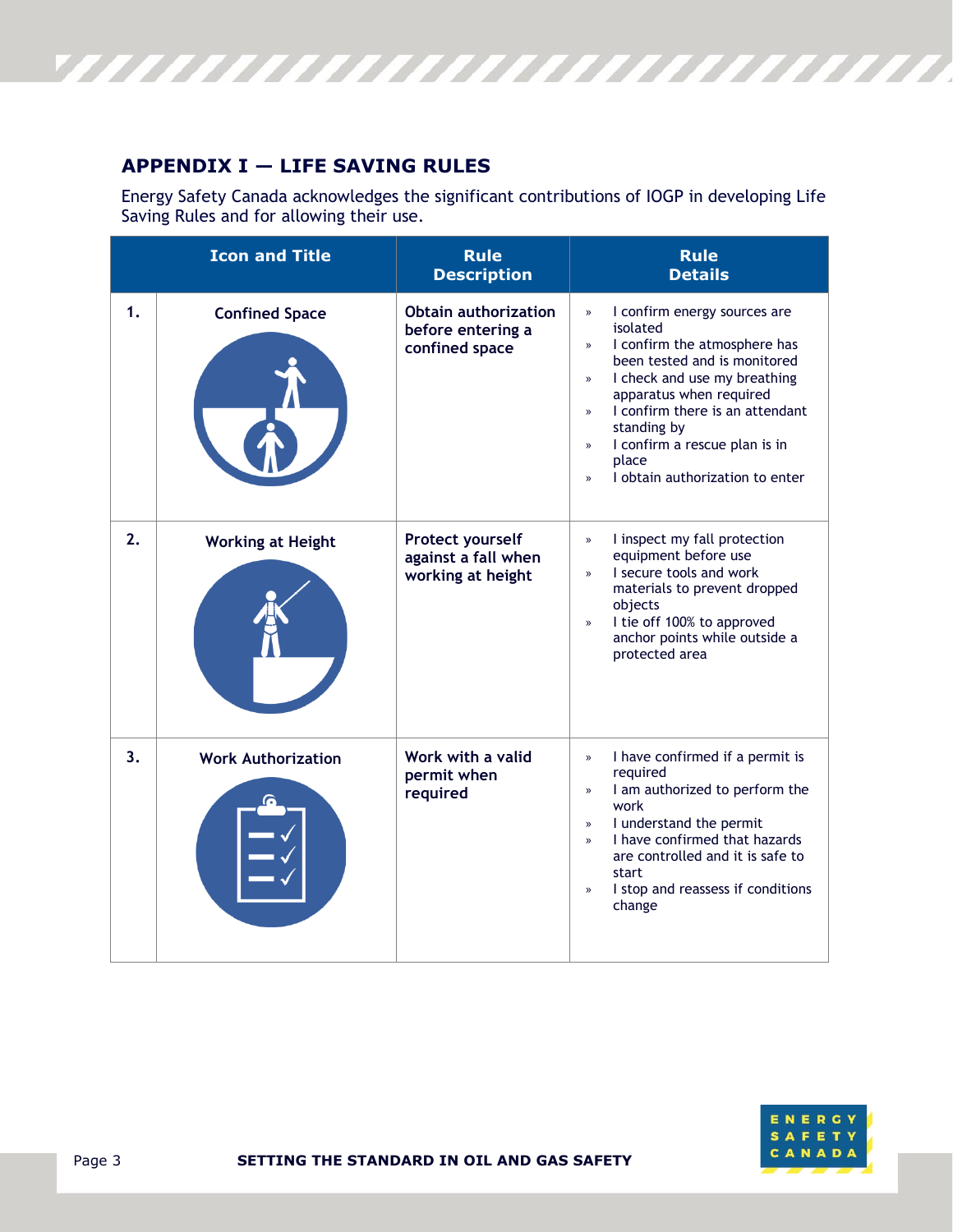## APPENDIX I — LIFE SAVING RULES

Energy Safety Canada acknowledges the significant contributions of IOGP in developing Life Saving Rules and for allowing their use.

| | Icon and Title | Rule Description | Rule Details |
|---|---|---|---|
| 1. | Confined Space | **Obtain authorization before entering a confined space** | » I confirm energy sources are isolated<br>» I confirm the atmosphere has been tested and is monitored<br>» I check and use my breathing apparatus when required<br>» I confirm there is an attendant standing by<br>» I confirm a rescue plan is in place<br>» I obtain authorization to enter |
| 2. | Working at Height | **Protect yourself against a fall when working at height** | » I inspect my fall protection equipment before use<br>» I secure tools and work materials to prevent dropped objects<br>» I tie off 100% to approved anchor points while outside a protected area |
| 3. | Work Authorization | **Work with a valid permit when required** | » I have confirmed if a permit is required<br>» I am authorized to perform the work<br>» I understand the permit<br>» I have confirmed that hazards are controlled and it is safe to start<br>» I stop and reassess if conditions change |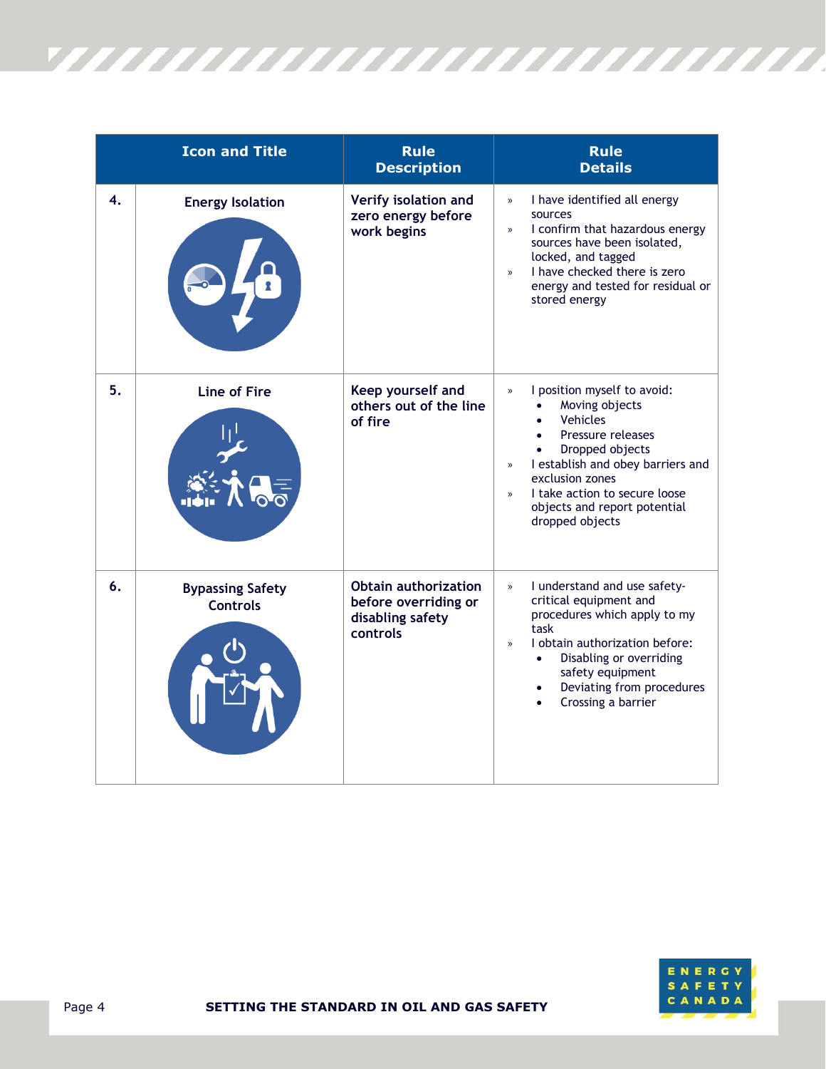| | Icon and Title | Rule Description | Rule Details |
|---|---|---|---|
| 4. | Energy Isolation | Verify isolation and zero energy before work begins | » I have identified all energy sources<br>» I confirm that hazardous energy sources have been isolated, locked, and tagged<br>» I have checked there is zero energy and tested for residual or stored energy |
| 5. | Line of Fire | Keep yourself and others out of the line of fire | » I position myself to avoid:<br>• Moving objects<br>• Vehicles<br>• Pressure releases<br>• Dropped objects<br>» I establish and obey barriers and exclusion zones<br>» I take action to secure loose objects and report potential dropped objects |
| 6. | Bypassing Safety Controls | Obtain authorization before overriding or disabling safety controls | » I understand and use safety-critical equipment and procedures which apply to my task<br>» I obtain authorization before:<br>• Disabling or overriding safety equipment<br>• Deviating from procedures<br>• Crossing a barrier |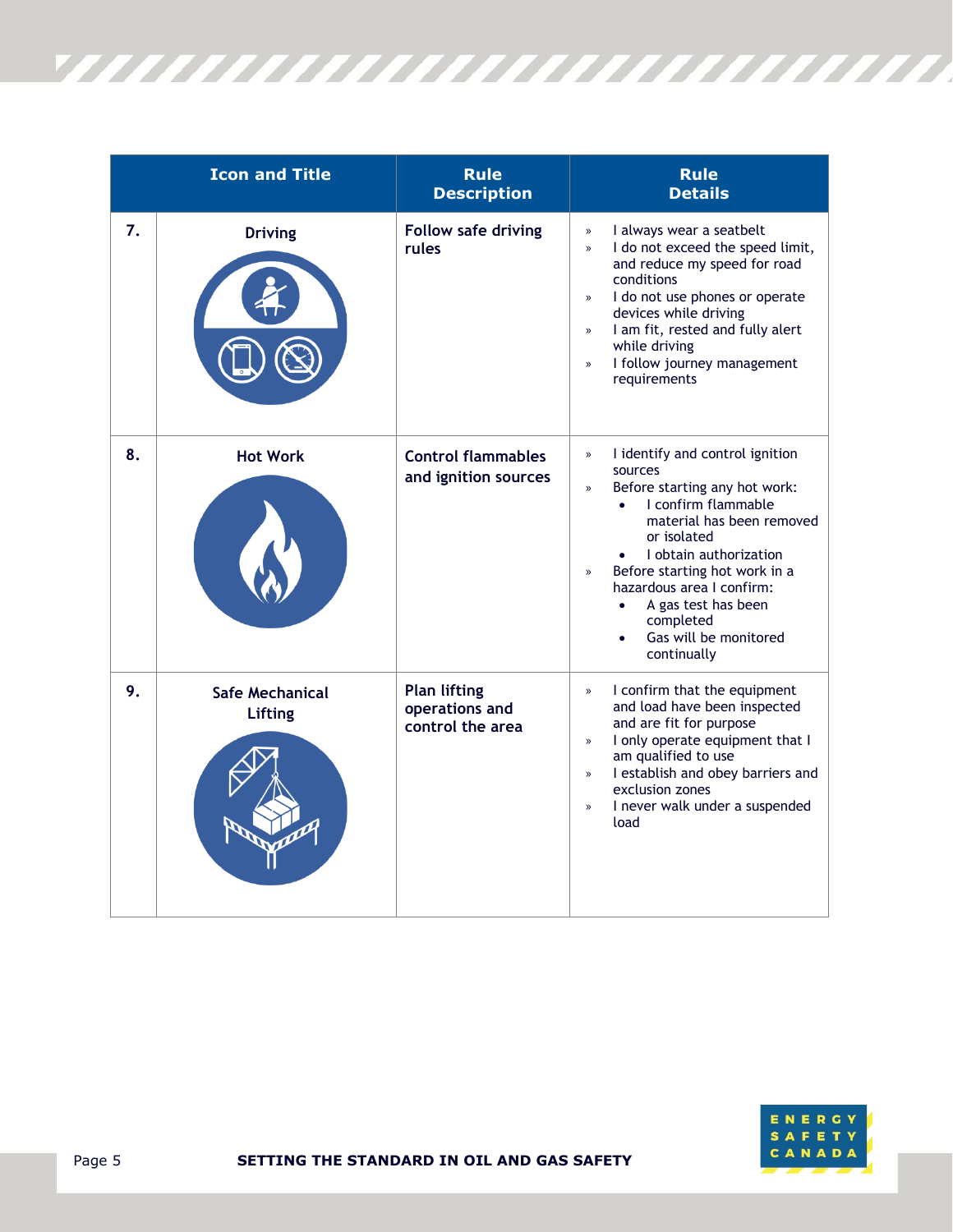| | Icon and Title | Rule Description | Rule Details |
|---|---|---|---|
| 7. | Driving | **Follow safe driving rules** | » I always wear a seatbelt<br>» I do not exceed the speed limit, and reduce my speed for road conditions<br>» I do not use phones or operate devices while driving<br>» I am fit, rested and fully alert while driving<br>» I follow journey management requirements |
| 8. | Hot Work | **Control flammables and ignition sources** | » I identify and control ignition sources<br>» Before starting any hot work:<br>• I confirm flammable material has been removed or isolated<br>• I obtain authorization<br>» Before starting hot work in a hazardous area I confirm:<br>• A gas test has been completed<br>• Gas will be monitored continually |
| 9. | Safe Mechanical Lifting | **Plan lifting operations and control the area** | » I confirm that the equipment and load have been inspected and are fit for purpose<br>» I only operate equipment that I am qualified to use<br>» I establish and obey barriers and exclusion zones<br>» I never walk under a suspended load |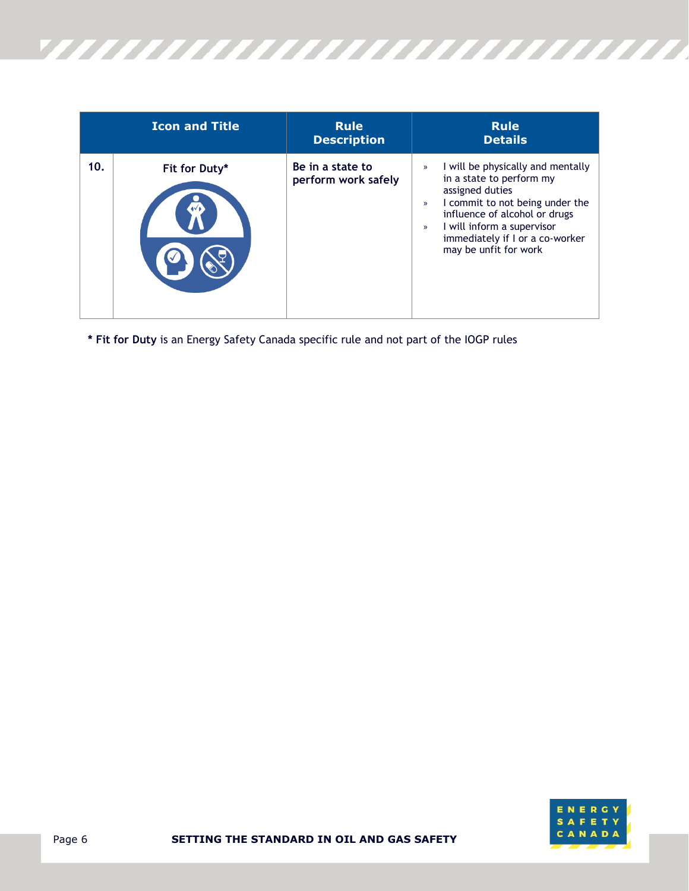| | Icon and Title | Rule Description | Rule Details |
|---|---|---|---|
| 10. | Fit for Duty* | Be in a state to perform work safely | » I will be physically and mentally in a state to perform my assigned duties<br>» I commit to not being under the influence of alcohol or drugs<br>» I will inform a supervisor immediately if I or a co-worker may be unfit for work |

* **Fit for Duty** is an Energy Safety Canada specific rule and not part of the IOGP rules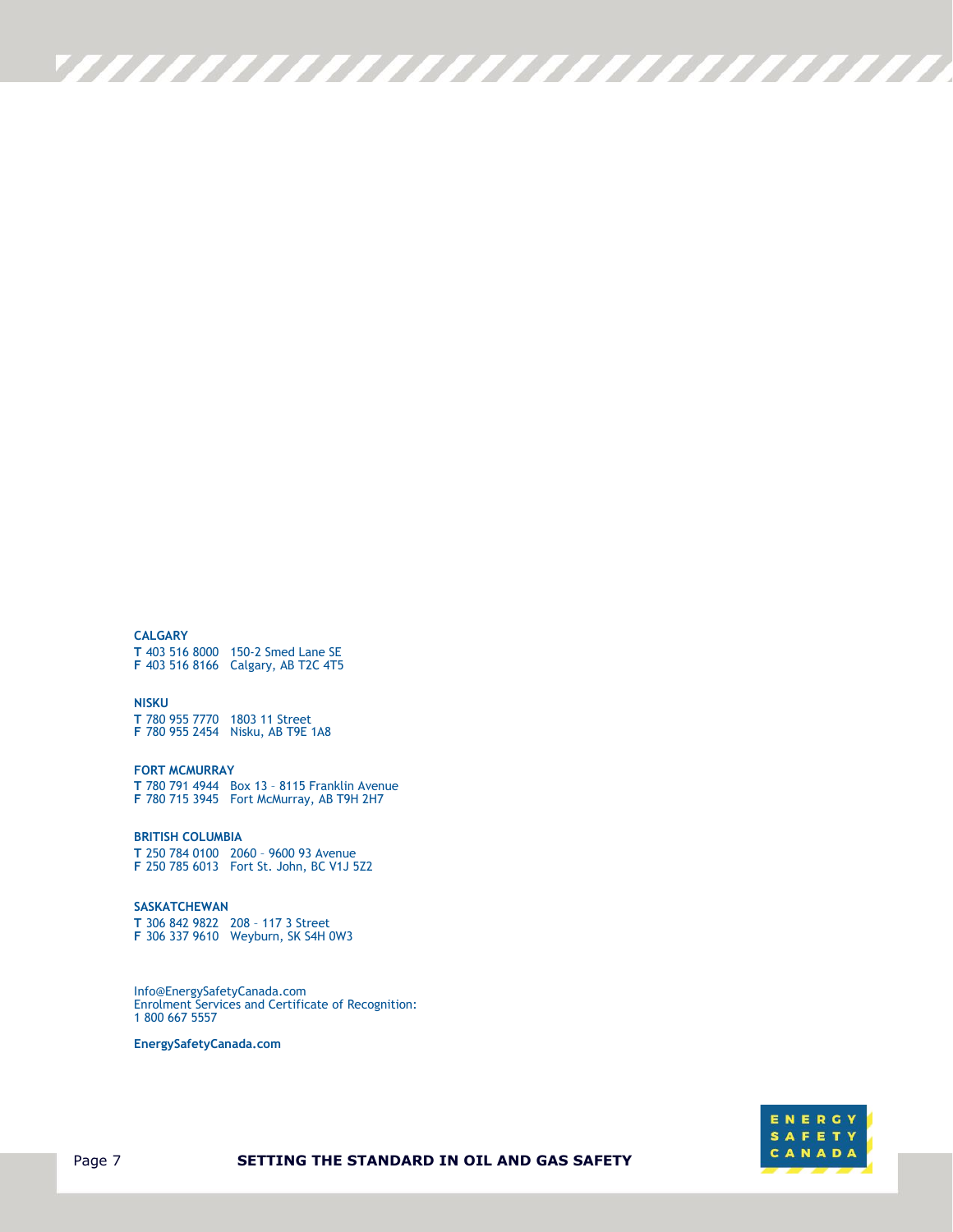**CALGARY**
**T** 403 516 8000 150-2 Smed Lane SE
**F** 403 516 8166 Calgary, AB T2C 4T5

**NISKU**
**T** 780 955 7770 1803 11 Street
**F** 780 955 2454 Nisku, AB T9E 1A8

**FORT MCMURRAY**
**T** 780 791 4944 Box 13 – 8115 Franklin Avenue
**F** 780 715 3945 Fort McMurray, AB T9H 2H7

**BRITISH COLUMBIA**
**T** 250 784 0100 2060 – 9600 93 Avenue
**F** 250 785 6013 Fort St. John, BC V1J 5Z2

**SASKATCHEWAN**
**T** 306 842 9822 208 – 117 3 Street
**F** 306 337 9610 Weyburn, SK S4H 0W3

Info@EnergySafetyCanada.com
Enrolment Services and Certificate of Recognition:
1 800 667 5557

**EnergySafetyCanada.com**